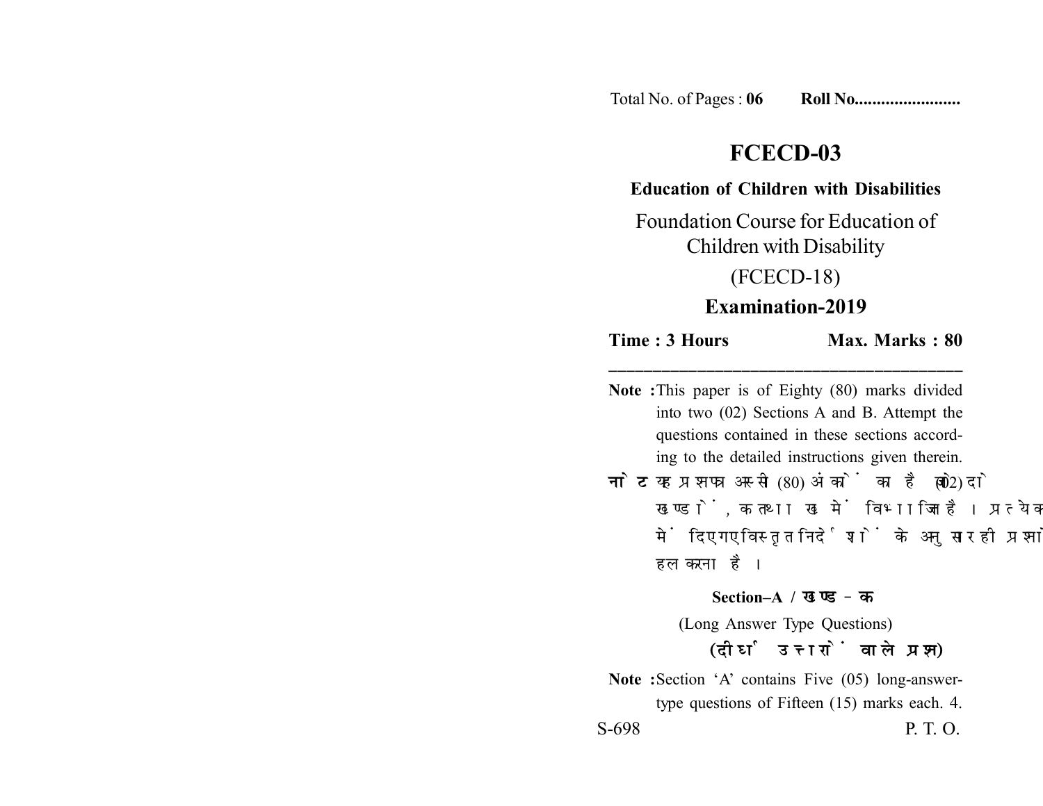Total No. of Pages : **06** **Roll No........................**

# FCECD-03

**Education of Children with Disabilities**

Foundation Course for Education of Children with Disability

(FCECD-18)

**Examination-2019**

**Time : 3 Hours** **Max. Marks : 80**

---

**Note :** This paper is of Eighty (80) marks divided into two (02) Sections A and B. Attempt the questions contained in these sections according to the detailed instructions given therein.

**नोट :** यह प्रश्नपत्र अस्सी (80) अंकों का है जो दो (02) खण्डों, क तथा ख में विभाजित है। प्रत्येक खण्ड में दिए गए विस्तृत निर्देशों के अनुसार ही प्रश्नों को हल करना है।

**Section–A / खण्ड – क**

(Long Answer Type Questions)

**(दीर्घ उत्तरों वाले प्रश्न)**

**Note :** Section 'A' contains Five (05) long-answer-type questions of Fifteen (15) marks each. 4.

S-698 P. T. O.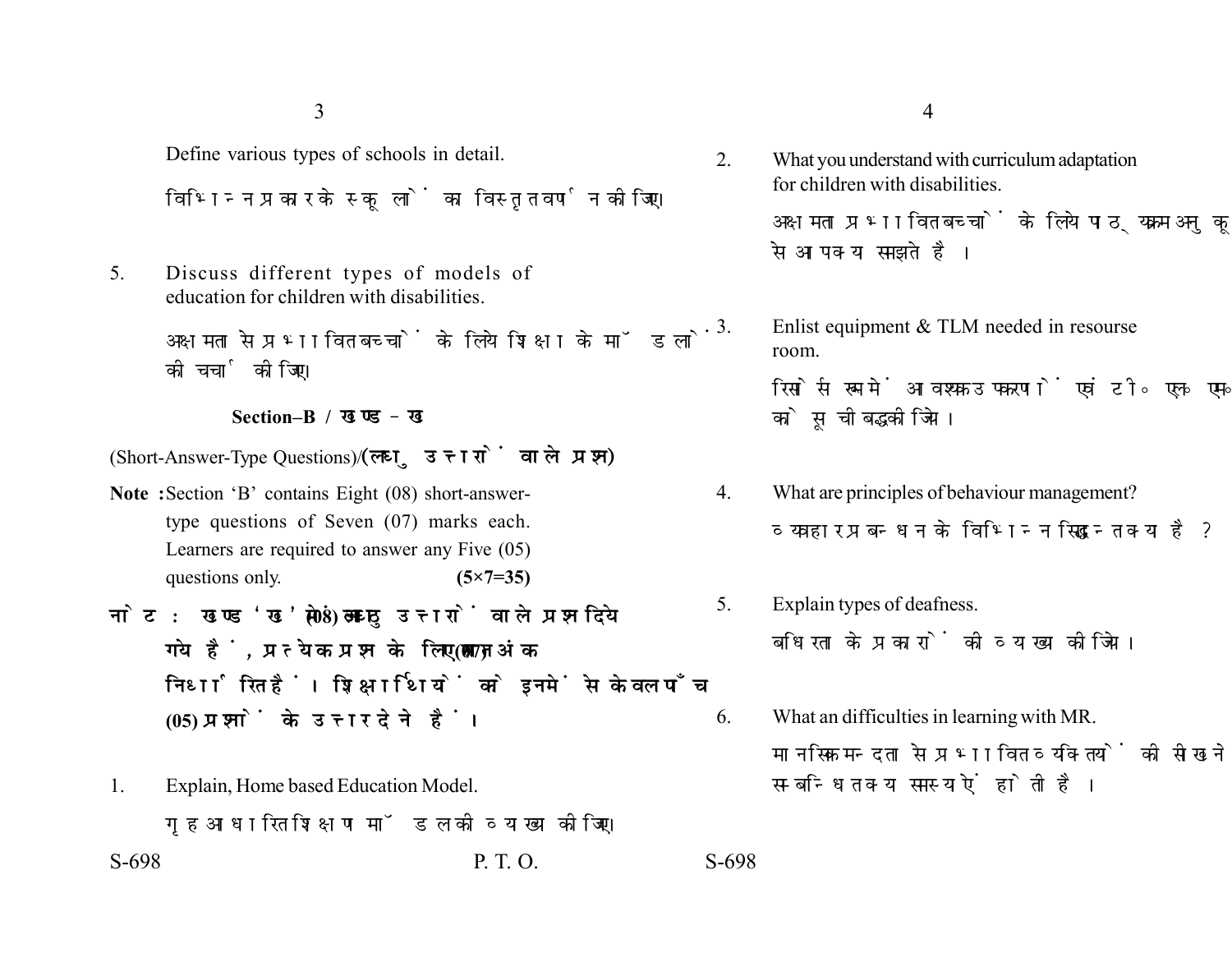Define various types of schools in detail.

विभिन्न प्रकार के स्कूलों का विस्तृत वर्णन कीजिए।

5. Discuss different types of models of education for children with disabilities.

अक्षमता से प्रभावित बच्चों के लिये शिक्षा के मॉडलों की चर्चा कीजिए।

## Section–B / खण्ड – ख

(Short-Answer-Type Questions)/(**लघु उत्तरों वाले प्रश्न**)

**Note :** Section 'B' contains Eight (08) short-answer-type questions of Seven (07) marks each. Learners are required to answer any Five (05) questions only. **(5×7=35)**

**नोट : खण्ड 'ख' में आठ (08) लघु उत्तरों वाले प्रश्न दिये गये हैं, प्रत्येक प्रश्न के लिए सात (07) अंक निर्धारित हैं। शिक्षार्थियों को इनमें से केवल पाँच (05) प्रश्नों के उत्तर देने हैं।**

1. Explain, Home based Education Model.

गृह आधारित शिक्षण मॉडल की व्याख्या कीजिए।

2. What you understand with curriculum adaptation for children with disabilities.

अक्षमता प्रभावित बच्चों के लिये पाठ्यक्रम अनुकूलन से आप क्या समझते हैं।

3. Enlist equipment & TLM needed in resourse room.

रिसोर्स रूम में आवश्यक उपकरणों एवं टी० एल० एम० को सूचीबद्ध कीजिये।

4. What are principles of behaviour management?

व्यवहार प्रबन्धन के विभिन्न सिद्धान्त क्या है?

5. Explain types of deafness.

बधिरता के प्रकारों की व्याख्या कीजिये।

6. What an difficulties in learning with MR.

मानसिक मन्दता से प्रभावित व्यक्तियों की सीखने सम्बन्धित क्या समस्यायें होती हैं।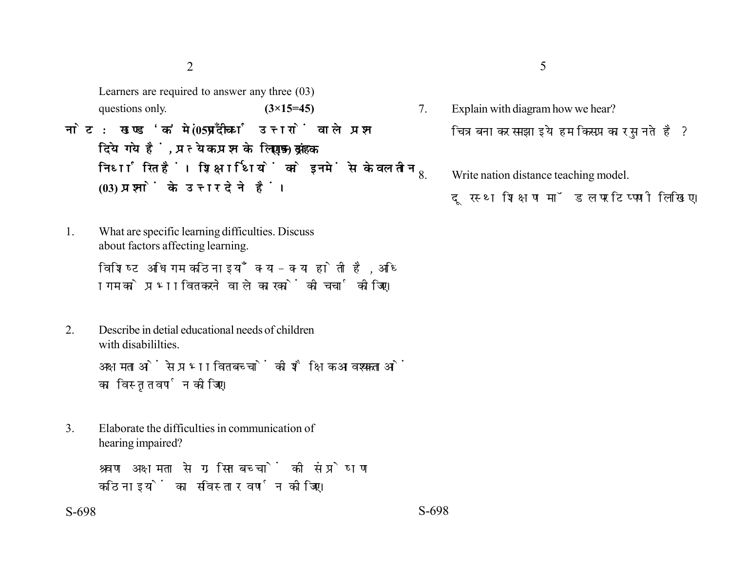Learners are required to answer any three (03) questions only. **(3×15=45)**

**नोट : खण्ड 'क' में (05) दीर्घ उत्तरों वाले प्रश्न दिये गये हैं, प्रत्येक प्रश्न के लिए (15) अंक निर्धारित हैं। शिक्षार्थियों को इनमें से केवल तीन (03) प्रश्नों के उत्तर देने हैं।**

1. What are specific learning difficulties. Discuss about factors affecting learning.

   विशिष्ट अधिगम कठिनाइयाँ क्या-क्या होती है, अधिगम को प्रभावित करने वाले कारकों की चर्चा कीजिए।

2. Describe in detial educational needs of children with disabililties.

   अक्षमताओं से प्रभावित बच्चों की शैक्षिक आवश्यकताओं का विस्तृत वर्णन कीजिए।

3. Elaborate the difficulties in communication of hearing impaired?

   श्रवण अक्षमता से ग्रसित बच्चों की संप्रेषण कठिनाइयों का सविस्तार वर्णन कीजिए।

7. Explain with diagram how we hear?

   चित्र बनाकर समझाइये हम किस प्रकार सुनते है?

8. Write nation distance teaching model.

   दूरस्थ शिक्षण मॉडल पर टिप्पणी लिखिए।